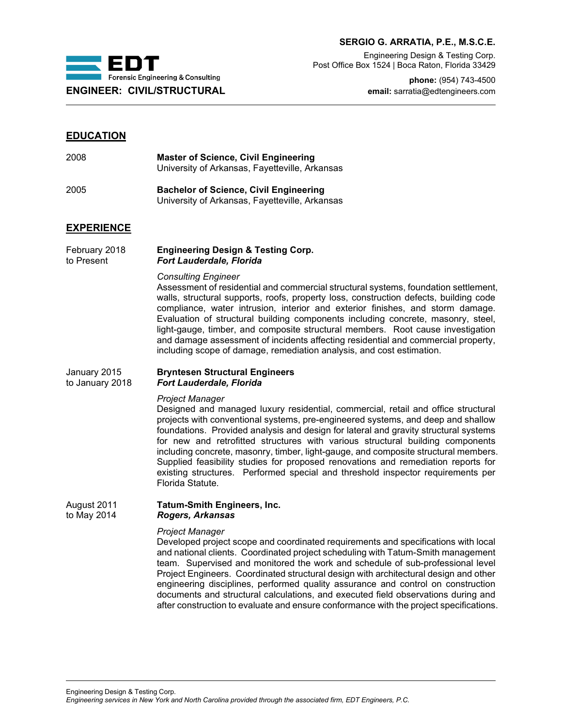**EDT**
Forensic Engineering & Consulting

**ENGINEER: CIVIL/STRUCTURAL**

**SERGIO G. ARRATIA, P.E., M.S.C.E.**

Engineering Design & Testing Corp.
Post Office Box 1524 | Boca Raton, Florida 33429

**phone:** (954) 743-4500
**email:** sarratia@edtengineers.com

---

## EDUCATION

2008 — **Master of Science, Civil Engineering**
University of Arkansas, Fayetteville, Arkansas

2005 — **Bachelor of Science, Civil Engineering**
University of Arkansas, Fayetteville, Arkansas

## EXPERIENCE

February 2018 to Present — **Engineering Design & Testing Corp.**
***Fort Lauderdale, Florida***

*Consulting Engineer*
Assessment of residential and commercial structural systems, foundation settlement, walls, structural supports, roofs, property loss, construction defects, building code compliance, water intrusion, interior and exterior finishes, and storm damage. Evaluation of structural building components including concrete, masonry, steel, light-gauge, timber, and composite structural members. Root cause investigation and damage assessment of incidents affecting residential and commercial property, including scope of damage, remediation analysis, and cost estimation.

January 2015 to January 2018 — **Bryntesen Structural Engineers**
***Fort Lauderdale, Florida***

*Project Manager*
Designed and managed luxury residential, commercial, retail and office structural projects with conventional systems, pre-engineered systems, and deep and shallow foundations. Provided analysis and design for lateral and gravity structural systems for new and retrofitted structures with various structural building components including concrete, masonry, timber, light-gauge, and composite structural members. Supplied feasibility studies for proposed renovations and remediation reports for existing structures. Performed special and threshold inspector requirements per Florida Statute.

August 2011 to May 2014 — **Tatum-Smith Engineers, Inc.**
***Rogers, Arkansas***

*Project Manager*
Developed project scope and coordinated requirements and specifications with local and national clients. Coordinated project scheduling with Tatum-Smith management team. Supervised and monitored the work and schedule of sub-professional level Project Engineers. Coordinated structural design with architectural design and other engineering disciplines, performed quality assurance and control on construction documents and structural calculations, and executed field observations during and after construction to evaluate and ensure conformance with the project specifications.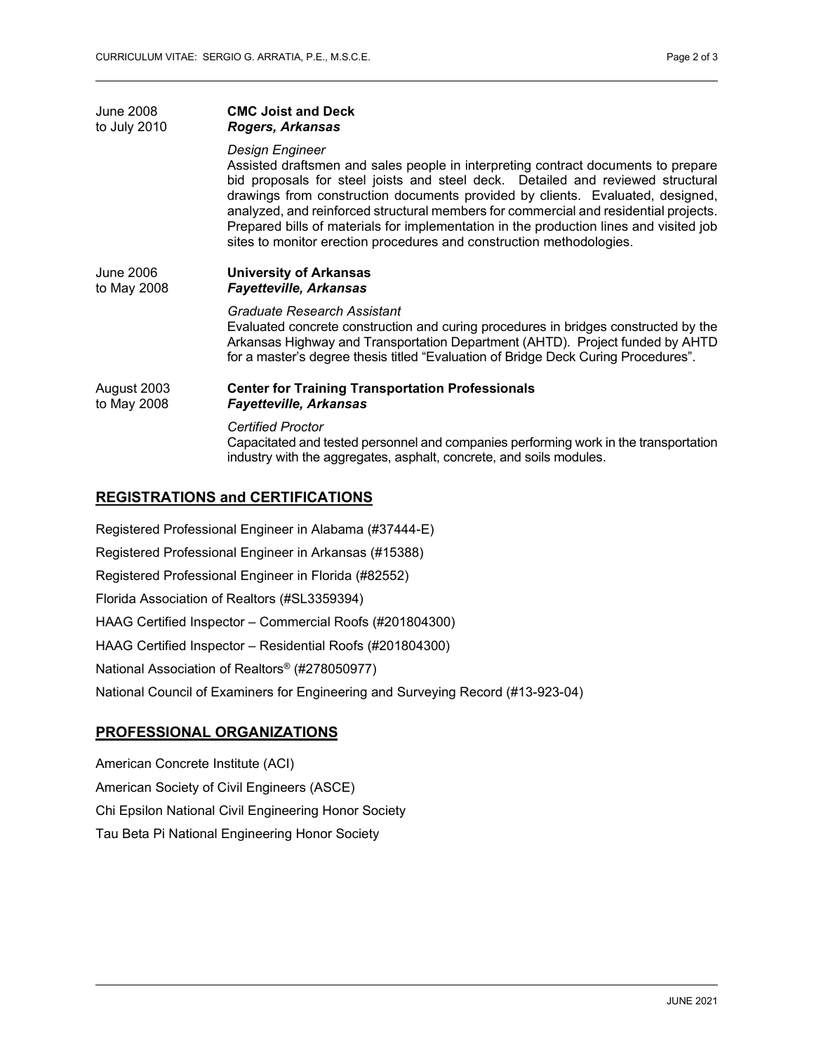June 2008 to July 2010 — **CMC Joist and Deck**
***Rogers, Arkansas***

*Design Engineer*
Assisted draftsmen and sales people in interpreting contract documents to prepare bid proposals for steel joists and steel deck. Detailed and reviewed structural drawings from construction documents provided by clients. Evaluated, designed, analyzed, and reinforced structural members for commercial and residential projects. Prepared bills of materials for implementation in the production lines and visited job sites to monitor erection procedures and construction methodologies.

June 2006 to May 2008 — **University of Arkansas**
***Fayetteville, Arkansas***

*Graduate Research Assistant*
Evaluated concrete construction and curing procedures in bridges constructed by the Arkansas Highway and Transportation Department (AHTD). Project funded by AHTD for a master's degree thesis titled "Evaluation of Bridge Deck Curing Procedures".

August 2003 to May 2008 — **Center for Training Transportation Professionals**
***Fayetteville, Arkansas***

*Certified Proctor*
Capacitated and tested personnel and companies performing work in the transportation industry with the aggregates, asphalt, concrete, and soils modules.

## REGISTRATIONS and CERTIFICATIONS

Registered Professional Engineer in Alabama (#37444-E)

Registered Professional Engineer in Arkansas (#15388)

Registered Professional Engineer in Florida (#82552)

Florida Association of Realtors (#SL3359394)

HAAG Certified Inspector – Commercial Roofs (#201804300)

HAAG Certified Inspector – Residential Roofs (#201804300)

National Association of Realtors® (#278050977)

National Council of Examiners for Engineering and Surveying Record (#13-923-04)

## PROFESSIONAL ORGANIZATIONS

American Concrete Institute (ACI)

American Society of Civil Engineers (ASCE)

Chi Epsilon National Civil Engineering Honor Society

Tau Beta Pi National Engineering Honor Society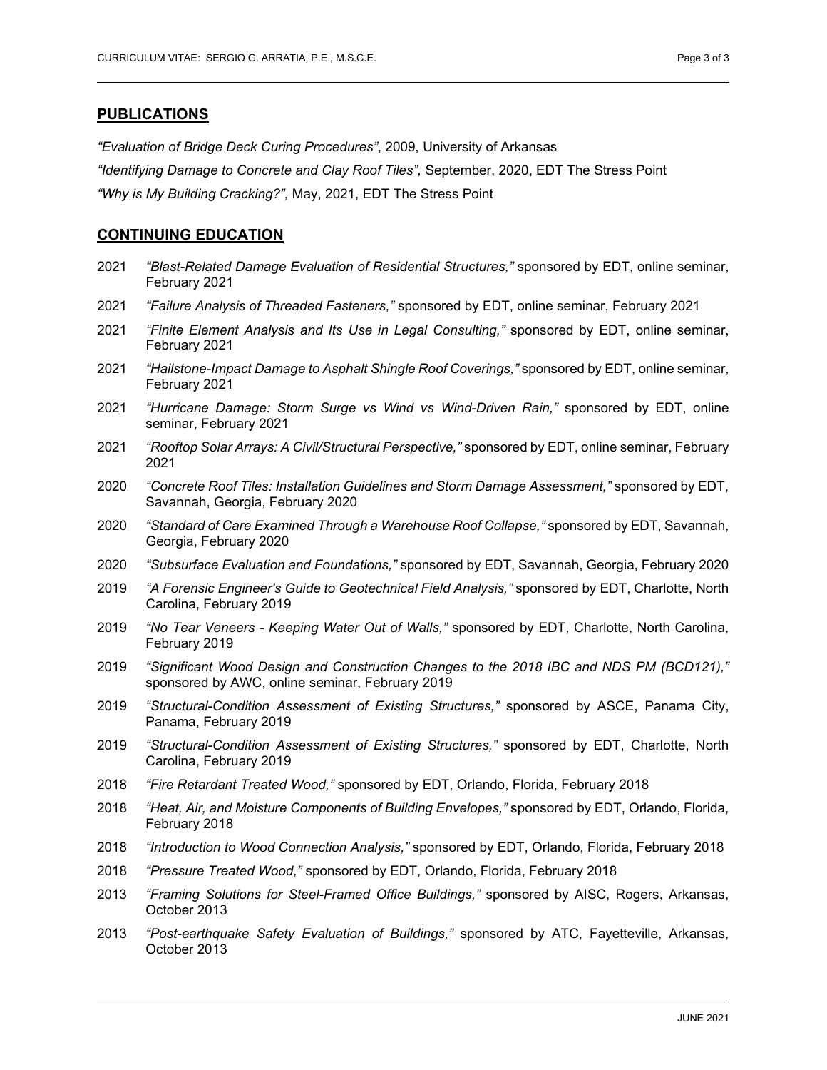## PUBLICATIONS

*"Evaluation of Bridge Deck Curing Procedures"*, 2009, University of Arkansas

*"Identifying Damage to Concrete and Clay Roof Tiles",* September, 2020, EDT The Stress Point

*"Why is My Building Cracking?",* May, 2021, EDT The Stress Point

## CONTINUING EDUCATION

2021 *"Blast-Related Damage Evaluation of Residential Structures,"* sponsored by EDT, online seminar, February 2021

2021 *"Failure Analysis of Threaded Fasteners,"* sponsored by EDT, online seminar, February 2021

2021 *"Finite Element Analysis and Its Use in Legal Consulting,"* sponsored by EDT, online seminar, February 2021

2021 *"Hailstone-Impact Damage to Asphalt Shingle Roof Coverings,"* sponsored by EDT, online seminar, February 2021

2021 *"Hurricane Damage: Storm Surge vs Wind vs Wind-Driven Rain,"* sponsored by EDT, online seminar, February 2021

2021 *"Rooftop Solar Arrays: A Civil/Structural Perspective,"* sponsored by EDT, online seminar, February 2021

2020 *"Concrete Roof Tiles: Installation Guidelines and Storm Damage Assessment,"* sponsored by EDT, Savannah, Georgia, February 2020

2020 *"Standard of Care Examined Through a Warehouse Roof Collapse,"* sponsored by EDT, Savannah, Georgia, February 2020

2020 *"Subsurface Evaluation and Foundations,"* sponsored by EDT, Savannah, Georgia, February 2020

2019 *"A Forensic Engineer's Guide to Geotechnical Field Analysis,"* sponsored by EDT, Charlotte, North Carolina, February 2019

2019 *"No Tear Veneers - Keeping Water Out of Walls,"* sponsored by EDT, Charlotte, North Carolina, February 2019

2019 *"Significant Wood Design and Construction Changes to the 2018 IBC and NDS PM (BCD121),"* sponsored by AWC, online seminar, February 2019

2019 *"Structural-Condition Assessment of Existing Structures,"* sponsored by ASCE, Panama City, Panama, February 2019

2019 *"Structural-Condition Assessment of Existing Structures,"* sponsored by EDT, Charlotte, North Carolina, February 2019

2018 *"Fire Retardant Treated Wood,"* sponsored by EDT, Orlando, Florida, February 2018

2018 *"Heat, Air, and Moisture Components of Building Envelopes,"* sponsored by EDT, Orlando, Florida, February 2018

2018 *"Introduction to Wood Connection Analysis,"* sponsored by EDT, Orlando, Florida, February 2018

2018 *"Pressure Treated Wood,"* sponsored by EDT, Orlando, Florida, February 2018

2013 *"Framing Solutions for Steel-Framed Office Buildings,"* sponsored by AISC, Rogers, Arkansas, October 2013

2013 *"Post-earthquake Safety Evaluation of Buildings,"* sponsored by ATC, Fayetteville, Arkansas, October 2013